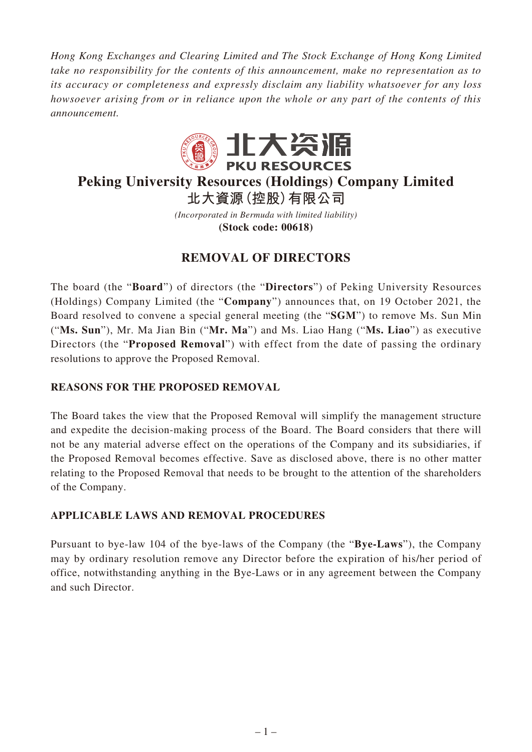*Hong Kong Exchanges and Clearing Limited and The Stock Exchange of Hong Kong Limited take no responsibility for the contents of this announcement, make no representation as to its accuracy or completeness and expressly disclaim any liability whatsoever for any loss howsoever arising from or in reliance upon the whole or any part of the contents of this announcement.*

北大资源
PKU RESOURCES

# Peking University Resources (Holdings) Company Limited
# 北大資源(控股)有限公司

*(Incorporated in Bermuda with limited liability)*
**(Stock code: 00618)**

## REMOVAL OF DIRECTORS

The board (the "**Board**") of directors (the "**Directors**") of Peking University Resources (Holdings) Company Limited (the "**Company**") announces that, on 19 October 2021, the Board resolved to convene a special general meeting (the "**SGM**") to remove Ms. Sun Min ("**Ms. Sun**"), Mr. Ma Jian Bin ("**Mr. Ma**") and Ms. Liao Hang ("**Ms. Liao**") as executive Directors (the "**Proposed Removal**") with effect from the date of passing the ordinary resolutions to approve the Proposed Removal.

### REASONS FOR THE PROPOSED REMOVAL

The Board takes the view that the Proposed Removal will simplify the management structure and expedite the decision-making process of the Board. The Board considers that there will not be any material adverse effect on the operations of the Company and its subsidiaries, if the Proposed Removal becomes effective. Save as disclosed above, there is no other matter relating to the Proposed Removal that needs to be brought to the attention of the shareholders of the Company.

### APPLICABLE LAWS AND REMOVAL PROCEDURES

Pursuant to bye-law 104 of the bye-laws of the Company (the "**Bye-Laws**"), the Company may by ordinary resolution remove any Director before the expiration of his/her period of office, notwithstanding anything in the Bye-Laws or in any agreement between the Company and such Director.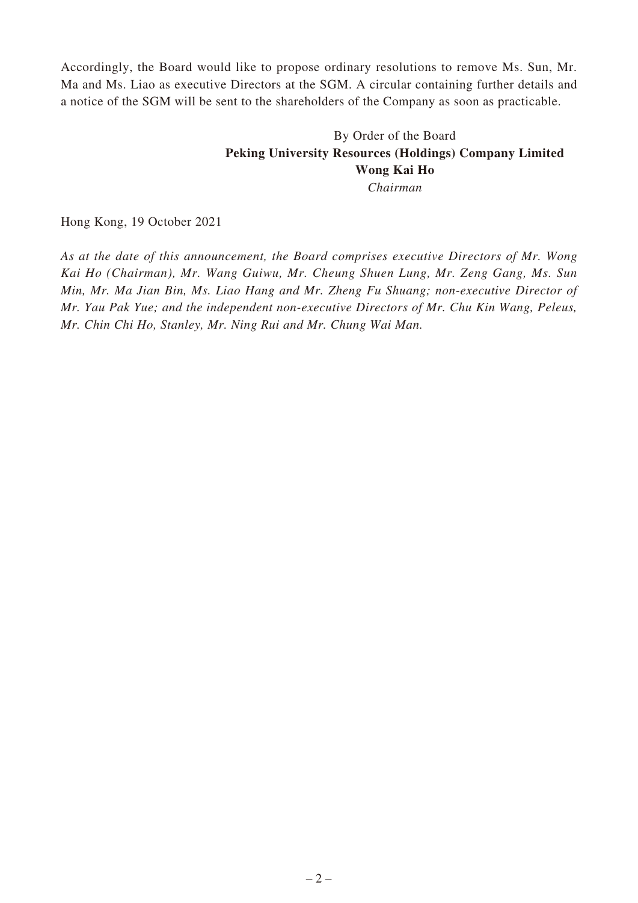Accordingly, the Board would like to propose ordinary resolutions to remove Ms. Sun, Mr. Ma and Ms. Liao as executive Directors at the SGM. A circular containing further details and a notice of the SGM will be sent to the shareholders of the Company as soon as practicable.

By Order of the Board
**Peking University Resources (Holdings) Company Limited**
**Wong Kai Ho**
*Chairman*

Hong Kong, 19 October 2021

*As at the date of this announcement, the Board comprises executive Directors of Mr. Wong Kai Ho (Chairman), Mr. Wang Guiwu, Mr. Cheung Shuen Lung, Mr. Zeng Gang, Ms. Sun Min, Mr. Ma Jian Bin, Ms. Liao Hang and Mr. Zheng Fu Shuang; non-executive Director of Mr. Yau Pak Yue; and the independent non-executive Directors of Mr. Chu Kin Wang, Peleus, Mr. Chin Chi Ho, Stanley, Mr. Ning Rui and Mr. Chung Wai Man.*